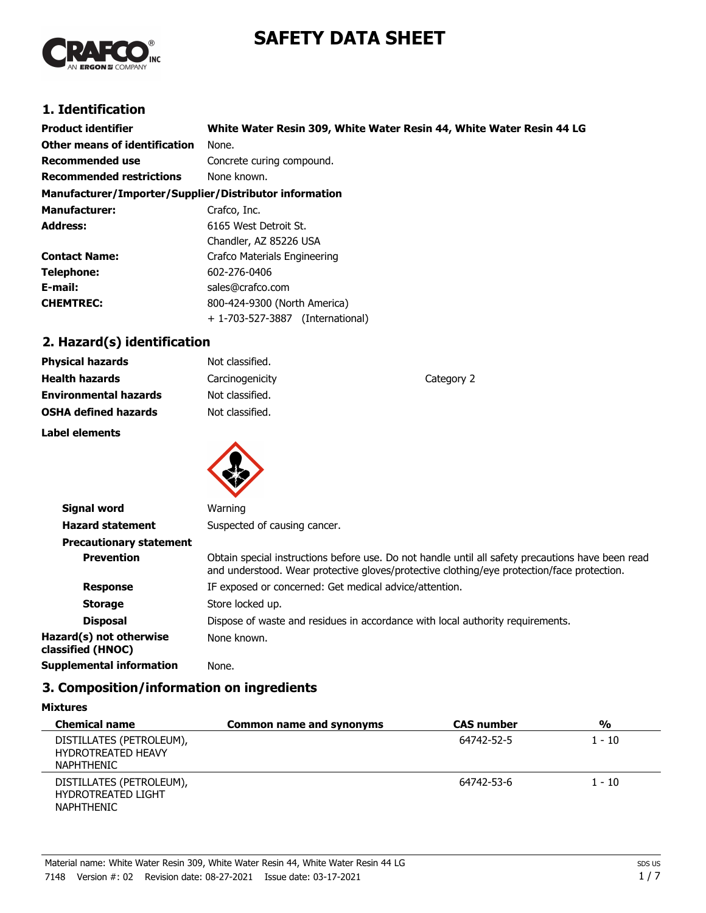# SAFETY DATA SHEET

## 1. Identification

**Product identifier** **White Water Resin 309, White Water Resin 44, White Water Resin 44 LG**

**Other means of identification** None.

**Recommended use** Concrete curing compound.

**Recommended restrictions** None known.

**Manufacturer/Importer/Supplier/Distributor information**

**Manufacturer:** Crafco, Inc.

**Address:** 6165 West Detroit St.
Chandler, AZ 85226 USA

**Contact Name:** Crafco Materials Engineering

**Telephone:** 602-276-0406

**E-mail:** sales@crafco.com

**CHEMTREC:** 800-424-9300 (North America)
+ 1-703-527-3887 (International)

## 2. Hazard(s) identification

**Physical hazards** Not classified.

**Health hazards** Carcinogenicity Category 2

**Environmental hazards** Not classified.

**OSHA defined hazards** Not classified.

**Label elements**

**Signal word** Warning

**Hazard statement** Suspected of causing cancer.

**Precautionary statement**

**Prevention** Obtain special instructions before use. Do not handle until all safety precautions have been read and understood. Wear protective gloves/protective clothing/eye protection/face protection.

**Response** IF exposed or concerned: Get medical advice/attention.

**Storage** Store locked up.

**Disposal** Dispose of waste and residues in accordance with local authority requirements.

**Hazard(s) not otherwise classified (HNOC)** None known.

**Supplemental information** None.

## 3. Composition/information on ingredients

**Mixtures**

| Chemical name | Common name and synonyms | CAS number | % |
|---|---|---|---|
| DISTILLATES (PETROLEUM), HYDROTREATED HEAVY NAPHTHENIC | | 64742-52-5 | 1 - 10 |
| DISTILLATES (PETROLEUM), HYDROTREATED LIGHT NAPHTHENIC | | 64742-53-6 | 1 - 10 |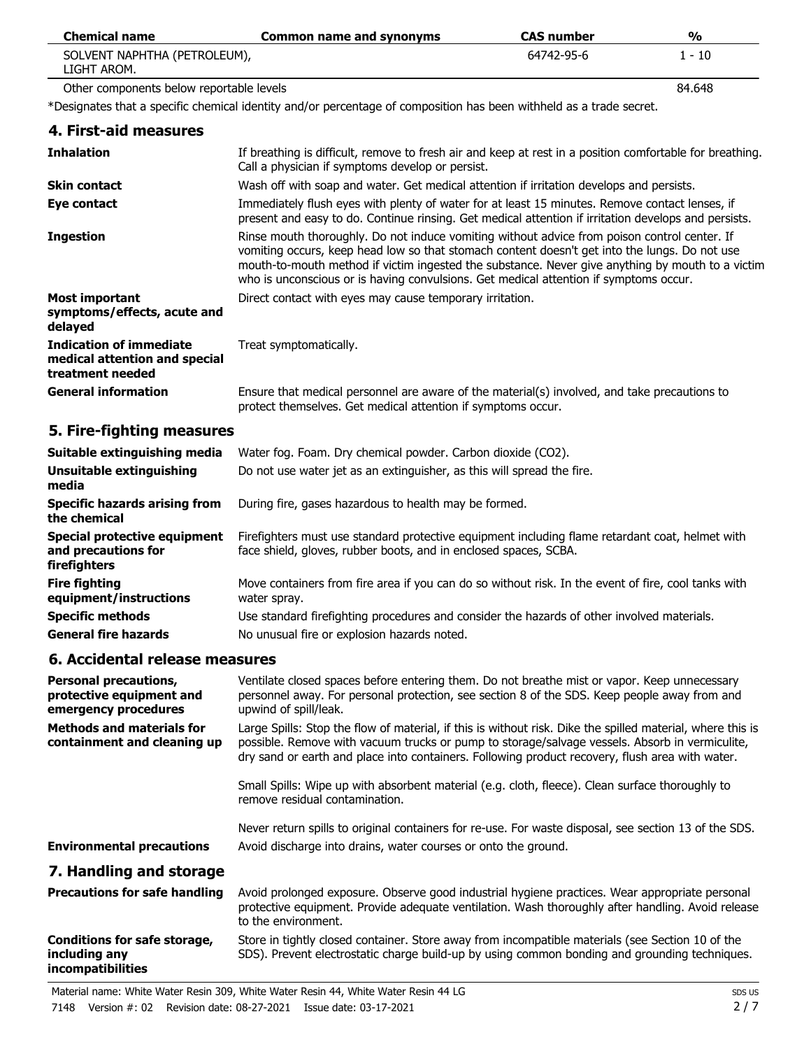| Chemical name | Common name and synonyms | CAS number | % |
| --- | --- | --- | --- |
| SOLVENT NAPHTHA (PETROLEUM), LIGHT AROM. | | 64742-95-6 | 1 - 10 |
| Other components below reportable levels | | | 84.648 |

*Designates that a specific chemical identity and/or percentage of composition has been withheld as a trade secret.

## 4. First-aid measures

**Inhalation**
If breathing is difficult, remove to fresh air and keep at rest in a position comfortable for breathing. Call a physician if symptoms develop or persist.

**Skin contact**
Wash off with soap and water. Get medical attention if irritation develops and persists.

**Eye contact**
Immediately flush eyes with plenty of water for at least 15 minutes. Remove contact lenses, if present and easy to do. Continue rinsing. Get medical attention if irritation develops and persists.

**Ingestion**
Rinse mouth thoroughly. Do not induce vomiting without advice from poison control center. If vomiting occurs, keep head low so that stomach content doesn't get into the lungs. Do not use mouth-to-mouth method if victim ingested the substance. Never give anything by mouth to a victim who is unconscious or is having convulsions. Get medical attention if symptoms occur.

**Most important symptoms/effects, acute and delayed**
Direct contact with eyes may cause temporary irritation.

**Indication of immediate medical attention and special treatment needed**
Treat symptomatically.

**General information**
Ensure that medical personnel are aware of the material(s) involved, and take precautions to protect themselves. Get medical attention if symptoms occur.

## 5. Fire-fighting measures

**Suitable extinguishing media**
Water fog. Foam. Dry chemical powder. Carbon dioxide ($CO_2$).

**Unsuitable extinguishing media**
Do not use water jet as an extinguisher, as this will spread the fire.

**Specific hazards arising from the chemical**
During fire, gases hazardous to health may be formed.

**Special protective equipment and precautions for firefighters**
Firefighters must use standard protective equipment including flame retardant coat, helmet with face shield, gloves, rubber boots, and in enclosed spaces, SCBA.

**Fire fighting equipment/instructions**
Move containers from fire area if you can do so without risk. In the event of fire, cool tanks with water spray.

**Specific methods**
Use standard firefighting procedures and consider the hazards of other involved materials.

**General fire hazards**
No unusual fire or explosion hazards noted.

## 6. Accidental release measures

**Personal precautions, protective equipment and emergency procedures**
Ventilate closed spaces before entering them. Do not breathe mist or vapor. Keep unnecessary personnel away. For personal protection, see section 8 of the SDS. Keep people away from and upwind of spill/leak.

**Methods and materials for containment and cleaning up**
Large Spills: Stop the flow of material, if this is without risk. Dike the spilled material, where this is possible. Remove with vacuum trucks or pump to storage/salvage vessels. Absorb in vermiculite, dry sand or earth and place into containers. Following product recovery, flush area with water.

Small Spills: Wipe up with absorbent material (e.g. cloth, fleece). Clean surface thoroughly to remove residual contamination.

Never return spills to original containers for re-use. For waste disposal, see section 13 of the SDS.

**Environmental precautions**
Avoid discharge into drains, water courses or onto the ground.

## 7. Handling and storage

**Precautions for safe handling**
Avoid prolonged exposure. Observe good industrial hygiene practices. Wear appropriate personal protective equipment. Provide adequate ventilation. Wash thoroughly after handling. Avoid release to the environment.

**Conditions for safe storage, including any incompatibilities**
Store in tightly closed container. Store away from incompatible materials (see Section 10 of the SDS). Prevent electrostatic charge build-up by using common bonding and grounding techniques.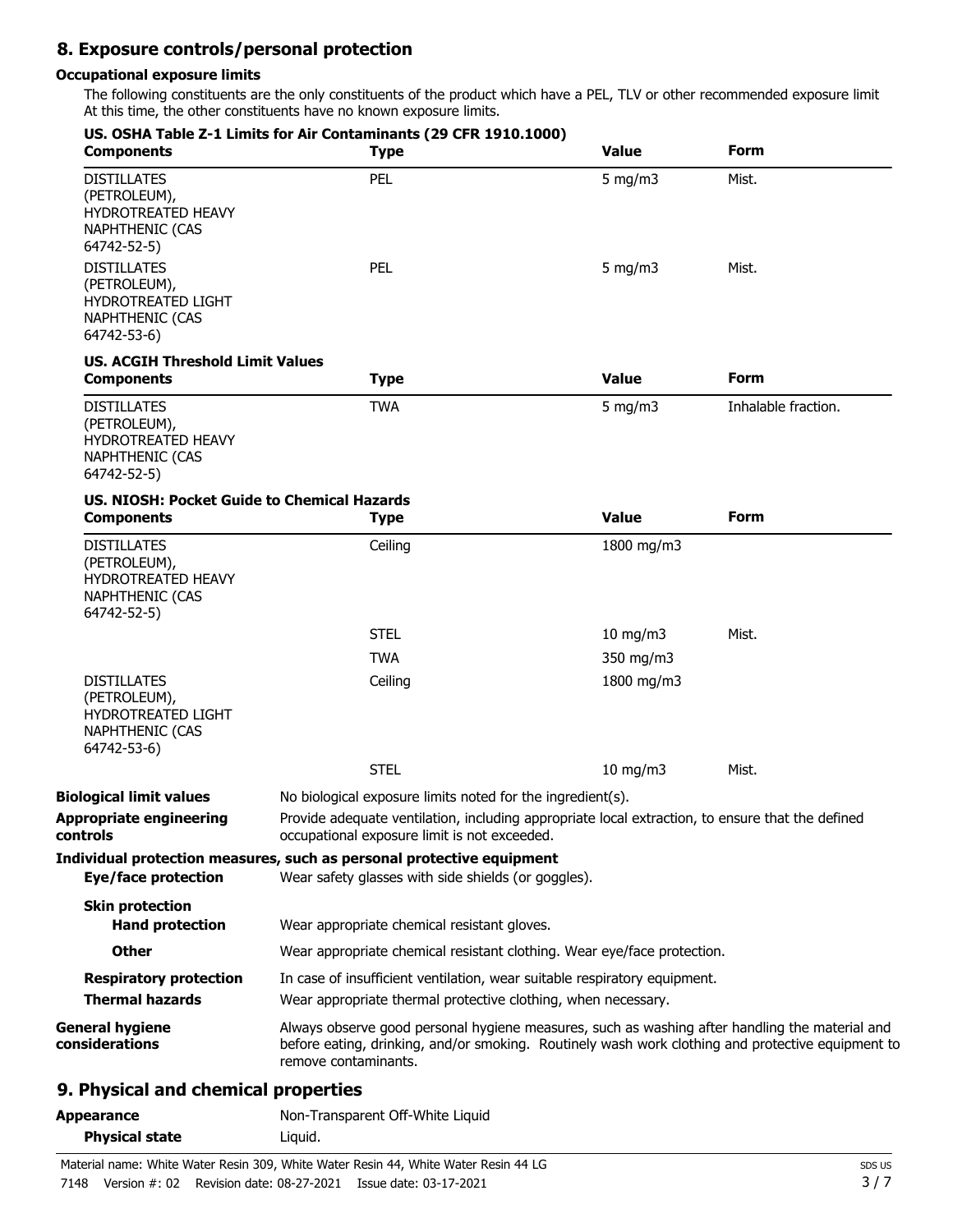## 8. Exposure controls/personal protection

### Occupational exposure limits

The following constituents are the only constituents of the product which have a PEL, TLV or other recommended exposure limit At this time, the other constituents have no known exposure limits.

**US. OSHA Table Z-1 Limits for Air Contaminants (29 CFR 1910.1000)**

| Components | Type | Value | Form |
|---|---|---|---|
| DISTILLATES (PETROLEUM), HYDROTREATED HEAVY NAPHTHENIC (CAS 64742-52-5) | PEL | 5 mg/m3 | Mist. |
| DISTILLATES (PETROLEUM), HYDROTREATED LIGHT NAPHTHENIC (CAS 64742-53-6) | PEL | 5 mg/m3 | Mist. |

**US. ACGIH Threshold Limit Values**

| Components | Type | Value | Form |
|---|---|---|---|
| DISTILLATES (PETROLEUM), HYDROTREATED HEAVY NAPHTHENIC (CAS 64742-52-5) | TWA | 5 mg/m3 | Inhalable fraction. |

**US. NIOSH: Pocket Guide to Chemical Hazards**

| Components | Type | Value | Form |
|---|---|---|---|
| DISTILLATES (PETROLEUM), HYDROTREATED HEAVY NAPHTHENIC (CAS 64742-52-5) | Ceiling | 1800 mg/m3 | |
| | STEL | 10 mg/m3 | Mist. |
| | TWA | 350 mg/m3 | |
| DISTILLATES (PETROLEUM), HYDROTREATED LIGHT NAPHTHENIC (CAS 64742-53-6) | Ceiling | 1800 mg/m3 | |
| | STEL | 10 mg/m3 | Mist. |

**Biological limit values**
No biological exposure limits noted for the ingredient(s).

**Appropriate engineering controls**
Provide adequate ventilation, including appropriate local extraction, to ensure that the defined occupational exposure limit is not exceeded.

**Individual protection measures, such as personal protective equipment**

**Eye/face protection**
Wear safety glasses with side shields (or goggles).

**Skin protection**

**Hand protection**
Wear appropriate chemical resistant gloves.

**Other**
Wear appropriate chemical resistant clothing. Wear eye/face protection.

**Respiratory protection**
In case of insufficient ventilation, wear suitable respiratory equipment.

**Thermal hazards**
Wear appropriate thermal protective clothing, when necessary.

**General hygiene considerations**
Always observe good personal hygiene measures, such as washing after handling the material and before eating, drinking, and/or smoking. Routinely wash work clothing and protective equipment to remove contaminants.

## 9. Physical and chemical properties

**Appearance**
Non-Transparent Off-White Liquid

**Physical state**
Liquid.

Material name: White Water Resin 309, White Water Resin 44, White Water Resin 44 LG

7148 Version #: 02 Revision date: 08-27-2021 Issue date: 03-17-2021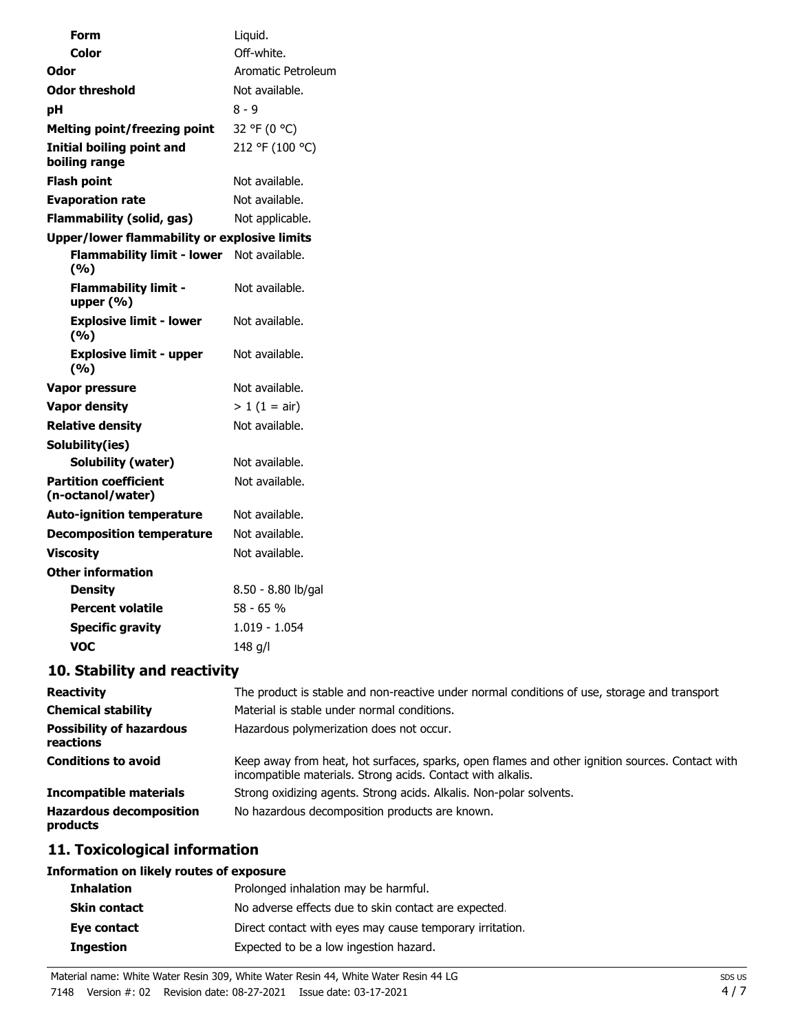| | |
|---|---|
| **Form** | Liquid. |
| **Color** | Off-white. |
| **Odor** | Aromatic Petroleum |
| **Odor threshold** | Not available. |
| **pH** | 8 - 9 |
| **Melting point/freezing point** | 32 °F (0 °C) |
| **Initial boiling point and boiling range** | 212 °F (100 °C) |
| **Flash point** | Not available. |
| **Evaporation rate** | Not available. |
| **Flammability (solid, gas)** | Not applicable. |
| **Upper/lower flammability or explosive limits** | |
| **Flammability limit - lower (%)** | Not available. |
| **Flammability limit - upper (%)** | Not available. |
| **Explosive limit - lower (%)** | Not available. |
| **Explosive limit - upper (%)** | Not available. |
| **Vapor pressure** | Not available. |
| **Vapor density** | > 1 (1 = air) |
| **Relative density** | Not available. |
| **Solubility(ies)** | |
| **Solubility (water)** | Not available. |
| **Partition coefficient (n-octanol/water)** | Not available. |
| **Auto-ignition temperature** | Not available. |
| **Decomposition temperature** | Not available. |
| **Viscosity** | Not available. |
| **Other information** | |
| **Density** | 8.50 - 8.80 lb/gal |
| **Percent volatile** | 58 - 65 % |
| **Specific gravity** | 1.019 - 1.054 |
| **VOC** | 148 g/l |

## 10. Stability and reactivity

| | |
|---|---|
| **Reactivity** | The product is stable and non-reactive under normal conditions of use, storage and transport |
| **Chemical stability** | Material is stable under normal conditions. |
| **Possibility of hazardous reactions** | Hazardous polymerization does not occur. |
| **Conditions to avoid** | Keep away from heat, hot surfaces, sparks, open flames and other ignition sources. Contact with incompatible materials. Strong acids. Contact with alkalis. |
| **Incompatible materials** | Strong oxidizing agents. Strong acids. Alkalis. Non-polar solvents. |
| **Hazardous decomposition products** | No hazardous decomposition products are known. |

## 11. Toxicological information

**Information on likely routes of exposure**

| | |
|---|---|
| **Inhalation** | Prolonged inhalation may be harmful. |
| **Skin contact** | No adverse effects due to skin contact are expected. |
| **Eye contact** | Direct contact with eyes may cause temporary irritation. |
| **Ingestion** | Expected to be a low ingestion hazard. |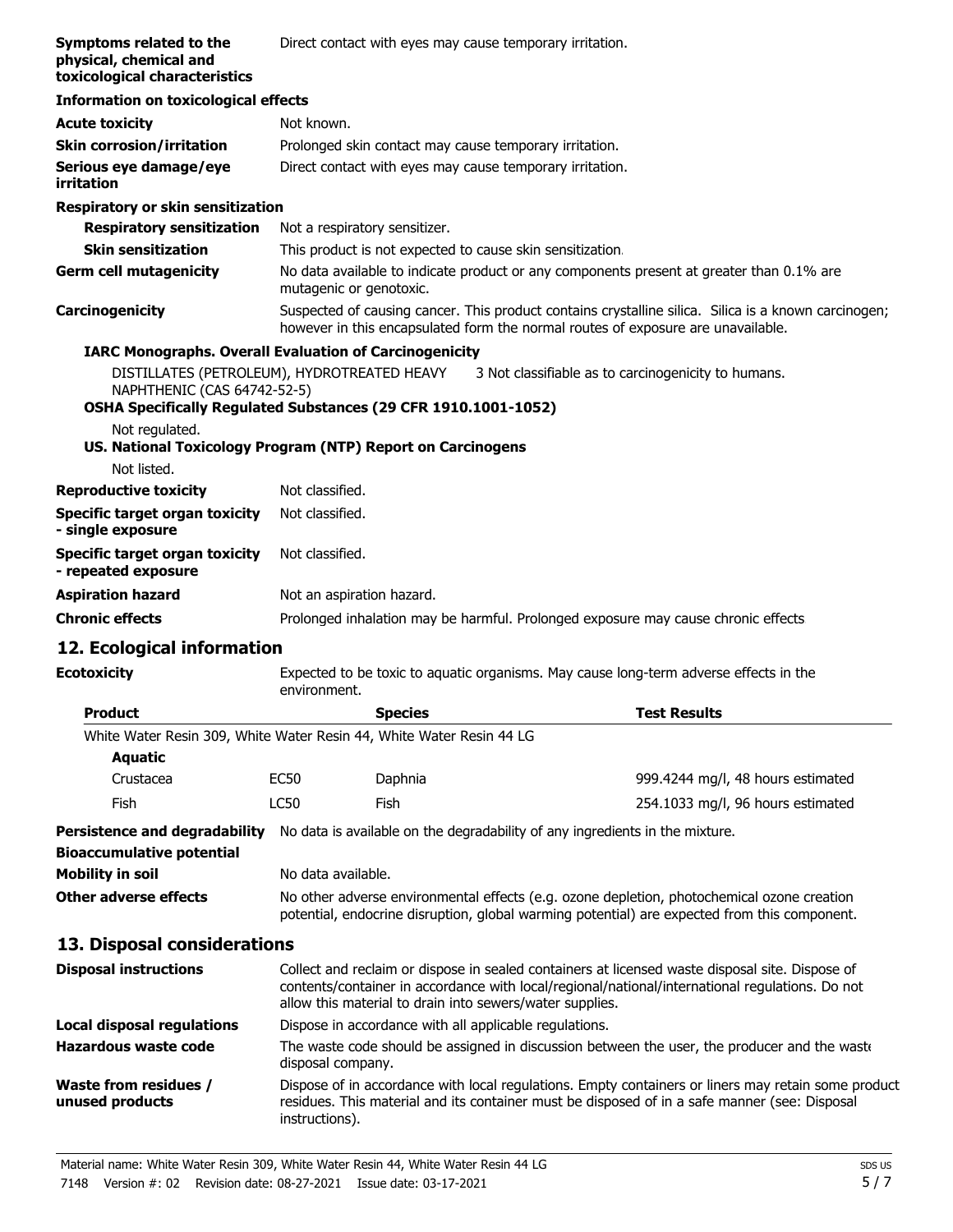**Symptoms related to the physical, chemical and toxicological characteristics** Direct contact with eyes may cause temporary irritation.

**Information on toxicological effects**

| | |
|---|---|
| **Acute toxicity** | Not known. |
| **Skin corrosion/irritation** | Prolonged skin contact may cause temporary irritation. |
| **Serious eye damage/eye irritation** | Direct contact with eyes may cause temporary irritation. |

**Respiratory or skin sensitization**

| | |
|---|---|
| **Respiratory sensitization** | Not a respiratory sensitizer. |
| **Skin sensitization** | This product is not expected to cause skin sensitization. |
| **Germ cell mutagenicity** | No data available to indicate product or any components present at greater than 0.1% are mutagenic or genotoxic. |
| **Carcinogenicity** | Suspected of causing cancer. This product contains crystalline silica. Silica is a known carcinogen; however in this encapsulated form the normal routes of exposure are unavailable. |

**IARC Monographs. Overall Evaluation of Carcinogenicity**

DISTILLATES (PETROLEUM), HYDROTREATED HEAVY NAPHTHENIC (CAS 64742-52-5) 3 Not classifiable as to carcinogenicity to humans.

**OSHA Specifically Regulated Substances (29 CFR 1910.1001-1052)**

Not regulated.

**US. National Toxicology Program (NTP) Report on Carcinogens**

Not listed.

| | |
|---|---|
| **Reproductive toxicity** | Not classified. |
| **Specific target organ toxicity - single exposure** | Not classified. |
| **Specific target organ toxicity - repeated exposure** | Not classified. |
| **Aspiration hazard** | Not an aspiration hazard. |
| **Chronic effects** | Prolonged inhalation may be harmful. Prolonged exposure may cause chronic effects. |

## 12. Ecological information

**Ecotoxicity** Expected to be toxic to aquatic organisms. May cause long-term adverse effects in the environment.

| Product | | Species | Test Results |
|---|---|---|---|
| White Water Resin 309, White Water Resin 44, White Water Resin 44 LG | | | |
| **Aquatic** | | | |
| Crustacea | EC50 | Daphnia | 999.4244 mg/l, 48 hours estimated |
| Fish | LC50 | Fish | 254.1033 mg/l, 96 hours estimated |

| | |
|---|---|
| **Persistence and degradability** | No data is available on the degradability of any ingredients in the mixture. |
| **Bioaccumulative potential** | |
| **Mobility in soil** | No data available. |
| **Other adverse effects** | No other adverse environmental effects (e.g. ozone depletion, photochemical ozone creation potential, endocrine disruption, global warming potential) are expected from this component. |

## 13. Disposal considerations

| | |
|---|---|
| **Disposal instructions** | Collect and reclaim or dispose in sealed containers at licensed waste disposal site. Dispose of contents/container in accordance with local/regional/national/international regulations. Do not allow this material to drain into sewers/water supplies. |
| **Local disposal regulations** | Dispose in accordance with all applicable regulations. |
| **Hazardous waste code** | The waste code should be assigned in discussion between the user, the producer and the waste disposal company. |
| **Waste from residues / unused products** | Dispose of in accordance with local regulations. Empty containers or liners may retain some product residues. This material and its container must be disposed of in a safe manner (see: Disposal instructions). |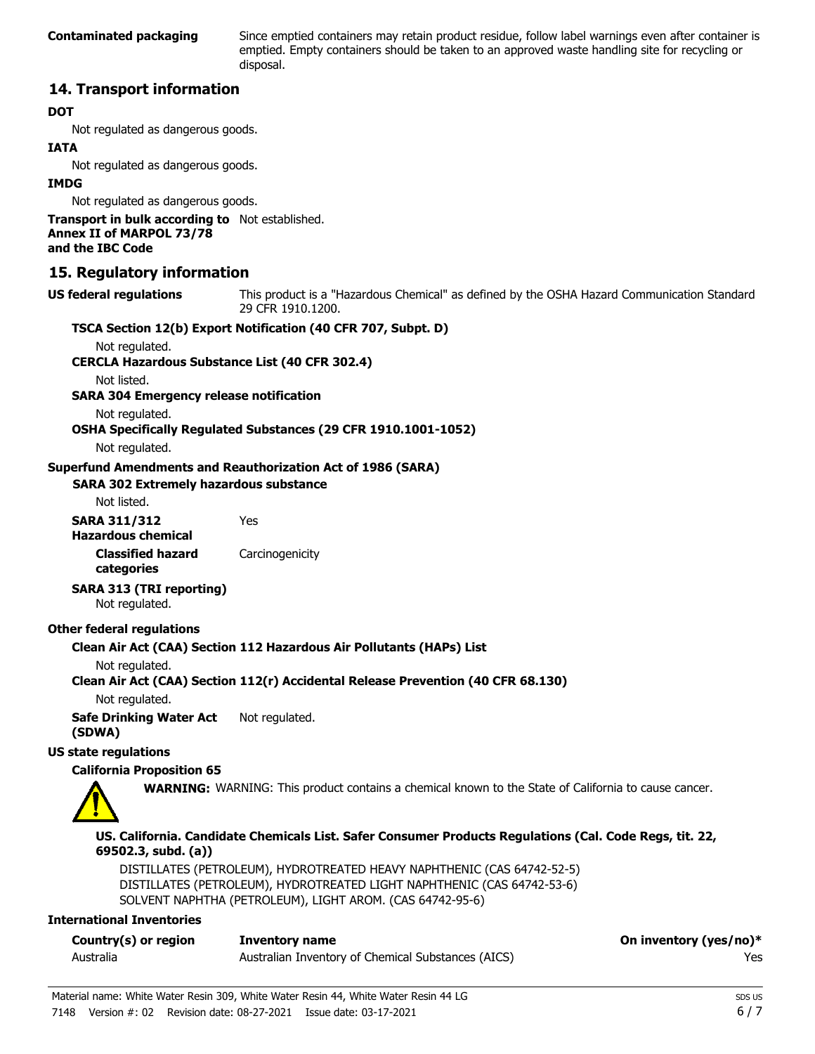**Contaminated packaging** Since emptied containers may retain product residue, follow label warnings even after container is emptied. Empty containers should be taken to an approved waste handling site for recycling or disposal.

## 14. Transport information

**DOT**

Not regulated as dangerous goods.

**IATA**

Not regulated as dangerous goods.

**IMDG**

Not regulated as dangerous goods.

**Transport in bulk according to Annex II of MARPOL 73/78 and the IBC Code** Not established.

## 15. Regulatory information

**US federal regulations** This product is a "Hazardous Chemical" as defined by the OSHA Hazard Communication Standard 29 CFR 1910.1200.

**TSCA Section 12(b) Export Notification (40 CFR 707, Subpt. D)**

Not regulated.

**CERCLA Hazardous Substance List (40 CFR 302.4)**

Not listed.

**SARA 304 Emergency release notification**

Not regulated.

**OSHA Specifically Regulated Substances (29 CFR 1910.1001-1052)**

Not regulated.

**Superfund Amendments and Reauthorization Act of 1986 (SARA)**

**SARA 302 Extremely hazardous substance**

Not listed.

**SARA 311/312 Hazardous chemical** Yes

**Classified hazard categories** Carcinogenicity

**SARA 313 (TRI reporting)**

Not regulated.

**Other federal regulations**

**Clean Air Act (CAA) Section 112 Hazardous Air Pollutants (HAPs) List**

Not regulated.

**Clean Air Act (CAA) Section 112(r) Accidental Release Prevention (40 CFR 68.130)**

Not regulated.

**Safe Drinking Water Act (SDWA)** Not regulated.

**US state regulations**

**California Proposition 65**

**WARNING:** WARNING: This product contains a chemical known to the State of California to cause cancer.

**US. California. Candidate Chemicals List. Safer Consumer Products Regulations (Cal. Code Regs, tit. 22, 69502.3, subd. (a))**

DISTILLATES (PETROLEUM), HYDROTREATED HEAVY NAPHTHENIC (CAS 64742-52-5)
DISTILLATES (PETROLEUM), HYDROTREATED LIGHT NAPHTHENIC (CAS 64742-53-6)
SOLVENT NAPHTHA (PETROLEUM), LIGHT AROM. (CAS 64742-95-6)

**International Inventories**

| Country(s) or region | Inventory name | On inventory (yes/no)* |
|---|---|---|
| Australia | Australian Inventory of Chemical Substances (AICS) | Yes |

Material name: White Water Resin 309, White Water Resin 44, White Water Resin 44 LG
7148 Version #: 02 Revision date: 08-27-2021 Issue date: 03-17-2021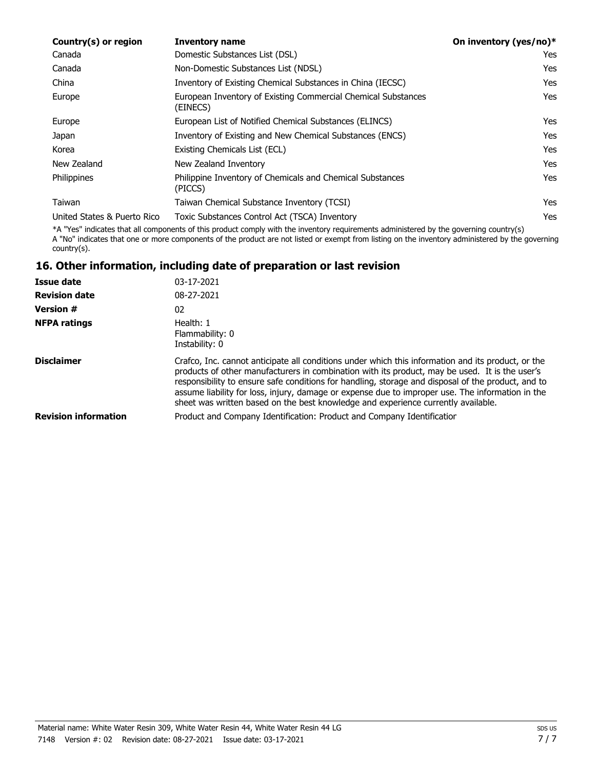| Country(s) or region | Inventory name | On inventory (yes/no)* |
|---|---|---|
| Canada | Domestic Substances List (DSL) | Yes |
| Canada | Non-Domestic Substances List (NDSL) | Yes |
| China | Inventory of Existing Chemical Substances in China (IECSC) | Yes |
| Europe | European Inventory of Existing Commercial Chemical Substances (EINECS) | Yes |
| Europe | European List of Notified Chemical Substances (ELINCS) | Yes |
| Japan | Inventory of Existing and New Chemical Substances (ENCS) | Yes |
| Korea | Existing Chemicals List (ECL) | Yes |
| New Zealand | New Zealand Inventory | Yes |
| Philippines | Philippine Inventory of Chemicals and Chemical Substances (PICCS) | Yes |
| Taiwan | Taiwan Chemical Substance Inventory (TCSI) | Yes |
| United States & Puerto Rico | Toxic Substances Control Act (TSCA) Inventory | Yes |

*A "Yes" indicates that all components of this product comply with the inventory requirements administered by the governing country(s)
A "No" indicates that one or more components of the product are not listed or exempt from listing on the inventory administered by the governing country(s).

## 16. Other information, including date of preparation or last revision

| | |
|---|---|
| **Issue date** | 03-17-2021 |
| **Revision date** | 08-27-2021 |
| **Version #** | 02 |
| **NFPA ratings** | Health: 1<br>Flammability: 0<br>Instability: 0 |
| **Disclaimer** | Crafco, Inc. cannot anticipate all conditions under which this information and its product, or the products of other manufacturers in combination with its product, may be used. It is the user's responsibility to ensure safe conditions for handling, storage and disposal of the product, and to assume liability for loss, injury, damage or expense due to improper use. The information in the sheet was written based on the best knowledge and experience currently available. |
| **Revision information** | Product and Company Identification: Product and Company Identificatior |